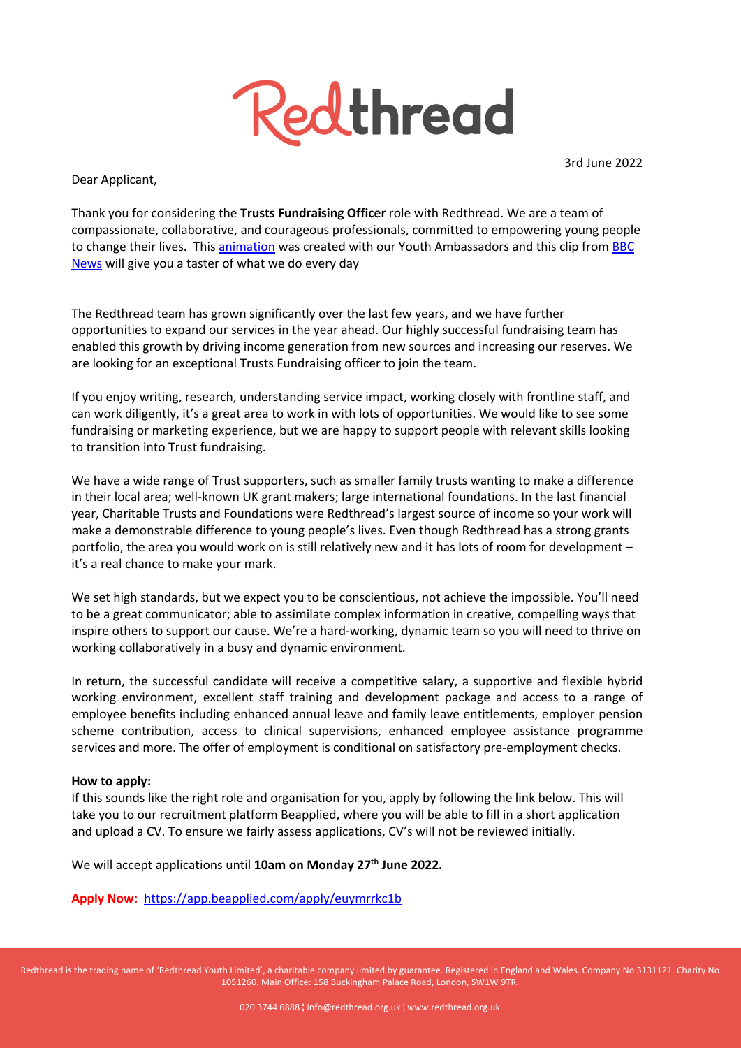Redthread

3rd June 2022

Dear Applicant,

Thank you for considering the **Trusts Fundraising Officer** role with Redthread. We are a team of compassionate, collaborative, and courageous professionals, committed to empowering young people to change their lives. This animation was created with our Youth Ambassadors and this clip from BBC News will give you a taster of what we do every day

The Redthread team has grown significantly over the last few years, and we have further opportunities to expand our services in the year ahead. Our highly successful fundraising team has enabled this growth by driving income generation from new sources and increasing our reserves. We are looking for an exceptional Trusts Fundraising officer to join the team.

If you enjoy writing, research, understanding service impact, working closely with frontline staff, and can work diligently, it's a great area to work in with lots of opportunities. We would like to see some fundraising or marketing experience, but we are happy to support people with relevant skills looking to transition into Trust fundraising.

We have a wide range of Trust supporters, such as smaller family trusts wanting to make a difference in their local area; well-known UK grant makers; large international foundations. In the last financial year, Charitable Trusts and Foundations were Redthread's largest source of income so your work will make a demonstrable difference to young people's lives. Even though Redthread has a strong grants portfolio, the area you would work on is still relatively new and it has lots of room for development – it's a real chance to make your mark.

We set high standards, but we expect you to be conscientious, not achieve the impossible. You'll need to be a great communicator; able to assimilate complex information in creative, compelling ways that inspire others to support our cause. We're a hard-working, dynamic team so you will need to thrive on working collaboratively in a busy and dynamic environment.

In return, the successful candidate will receive a competitive salary, a supportive and flexible hybrid working environment, excellent staff training and development package and access to a range of employee benefits including enhanced annual leave and family leave entitlements, employer pension scheme contribution, access to clinical supervisions, enhanced employee assistance programme services and more. The offer of employment is conditional on satisfactory pre-employment checks.

**How to apply:**

If this sounds like the right role and organisation for you, apply by following the link below. This will take you to our recruitment platform Beapplied, where you will be able to fill in a short application and upload a CV. To ensure we fairly assess applications, CV's will not be reviewed initially.

We will accept applications until **10am on Monday 27th June 2022.**

**Apply Now:** https://app.beapplied.com/apply/euymrrkc1b

Redthread is the trading name of 'Redthread Youth Limited', a charitable company limited by guarantee. Registered in England and Wales. Company No 3131121. Charity No 1051260. Main Office: 158 Buckingham Palace Road, London, SW1W 9TR.

020 3744 6888 ¦ info@redthread.org.uk ¦ www.redthread.org.uk.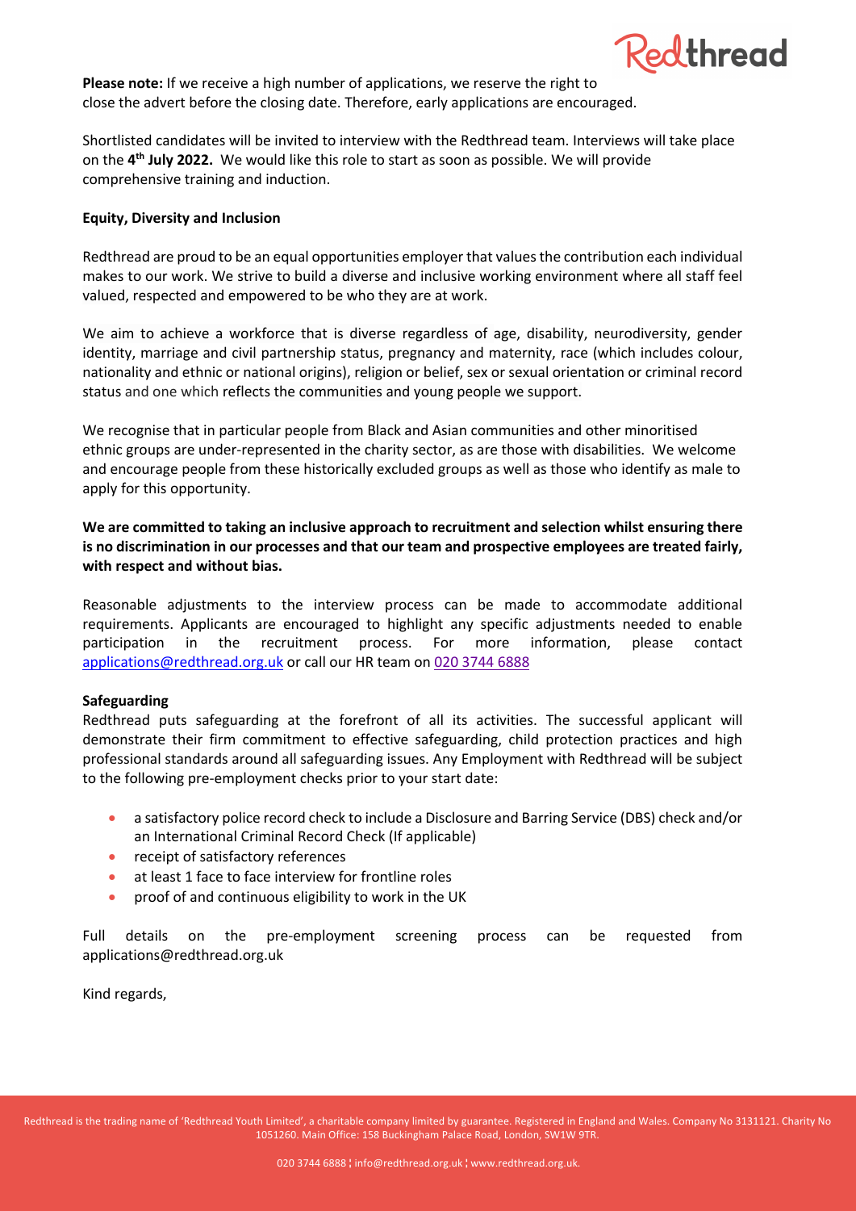**Please note:** If we receive a high number of applications, we reserve the right to close the advert before the closing date. Therefore, early applications are encouraged.

Shortlisted candidates will be invited to interview with the Redthread team. Interviews will take place on the **4th July 2022.** We would like this role to start as soon as possible. We will provide comprehensive training and induction.

**Equity, Diversity and Inclusion**

Redthread are proud to be an equal opportunities employer that values the contribution each individual makes to our work. We strive to build a diverse and inclusive working environment where all staff feel valued, respected and empowered to be who they are at work.

We aim to achieve a workforce that is diverse regardless of age, disability, neurodiversity, gender identity, marriage and civil partnership status, pregnancy and maternity, race (which includes colour, nationality and ethnic or national origins), religion or belief, sex or sexual orientation or criminal record status and one which reflects the communities and young people we support.

We recognise that in particular people from Black and Asian communities and other minoritised ethnic groups are under-represented in the charity sector, as are those with disabilities. We welcome and encourage people from these historically excluded groups as well as those who identify as male to apply for this opportunity.

**We are committed to taking an inclusive approach to recruitment and selection whilst ensuring there is no discrimination in our processes and that our team and prospective employees are treated fairly, with respect and without bias.**

Reasonable adjustments to the interview process can be made to accommodate additional requirements. Applicants are encouraged to highlight any specific adjustments needed to enable participation in the recruitment process. For more information, please contact applications@redthread.org.uk or call our HR team on 020 3744 6888

**Safeguarding**

Redthread puts safeguarding at the forefront of all its activities. The successful applicant will demonstrate their firm commitment to effective safeguarding, child protection practices and high professional standards around all safeguarding issues. Any Employment with Redthread will be subject to the following pre-employment checks prior to your start date:

- a satisfactory police record check to include a Disclosure and Barring Service (DBS) check and/or an International Criminal Record Check (If applicable)
- receipt of satisfactory references
- at least 1 face to face interview for frontline roles
- proof of and continuous eligibility to work in the UK

Full details on the pre-employment screening process can be requested from applications@redthread.org.uk

Kind regards,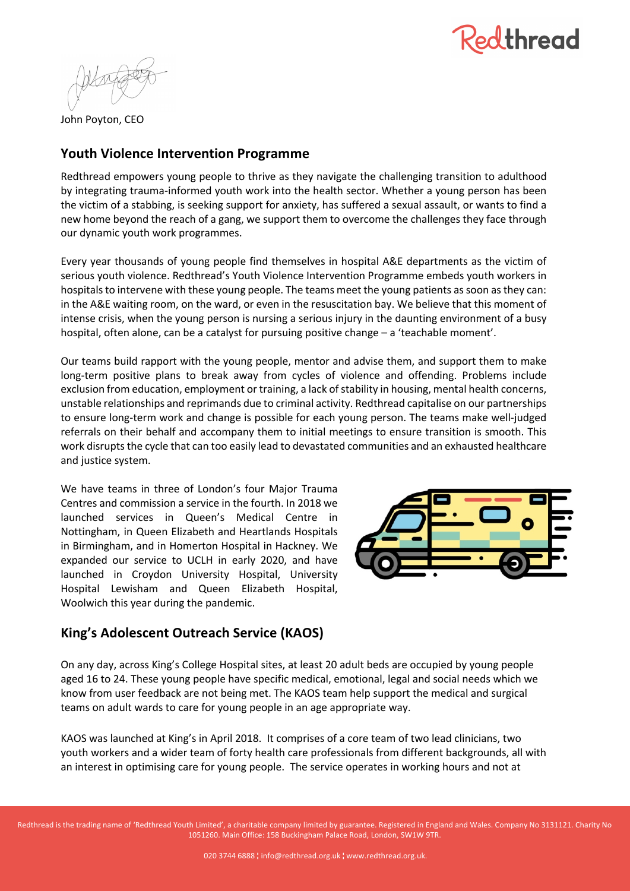John Poyton, CEO

## Youth Violence Intervention Programme

Redthread empowers young people to thrive as they navigate the challenging transition to adulthood by integrating trauma-informed youth work into the health sector. Whether a young person has been the victim of a stabbing, is seeking support for anxiety, has suffered a sexual assault, or wants to find a new home beyond the reach of a gang, we support them to overcome the challenges they face through our dynamic youth work programmes.

Every year thousands of young people find themselves in hospital A&E departments as the victim of serious youth violence. Redthread's Youth Violence Intervention Programme embeds youth workers in hospitals to intervene with these young people. The teams meet the young patients as soon as they can: in the A&E waiting room, on the ward, or even in the resuscitation bay. We believe that this moment of intense crisis, when the young person is nursing a serious injury in the daunting environment of a busy hospital, often alone, can be a catalyst for pursuing positive change – a 'teachable moment'.

Our teams build rapport with the young people, mentor and advise them, and support them to make long-term positive plans to break away from cycles of violence and offending. Problems include exclusion from education, employment or training, a lack of stability in housing, mental health concerns, unstable relationships and reprimands due to criminal activity. Redthread capitalise on our partnerships to ensure long-term work and change is possible for each young person. The teams make well-judged referrals on their behalf and accompany them to initial meetings to ensure transition is smooth. This work disrupts the cycle that can too easily lead to devastated communities and an exhausted healthcare and justice system.

We have teams in three of London's four Major Trauma Centres and commission a service in the fourth. In 2018 we launched services in Queen's Medical Centre in Nottingham, in Queen Elizabeth and Heartlands Hospitals in Birmingham, and in Homerton Hospital in Hackney. We expanded our service to UCLH in early 2020, and have launched in Croydon University Hospital, University Hospital Lewisham and Queen Elizabeth Hospital, Woolwich this year during the pandemic.

## King's Adolescent Outreach Service (KAOS)

On any day, across King's College Hospital sites, at least 20 adult beds are occupied by young people aged 16 to 24. These young people have specific medical, emotional, legal and social needs which we know from user feedback are not being met. The KAOS team help support the medical and surgical teams on adult wards to care for young people in an age appropriate way.

KAOS was launched at King's in April 2018. It comprises of a core team of two lead clinicians, two youth workers and a wider team of forty health care professionals from different backgrounds, all with an interest in optimising care for young people. The service operates in working hours and not at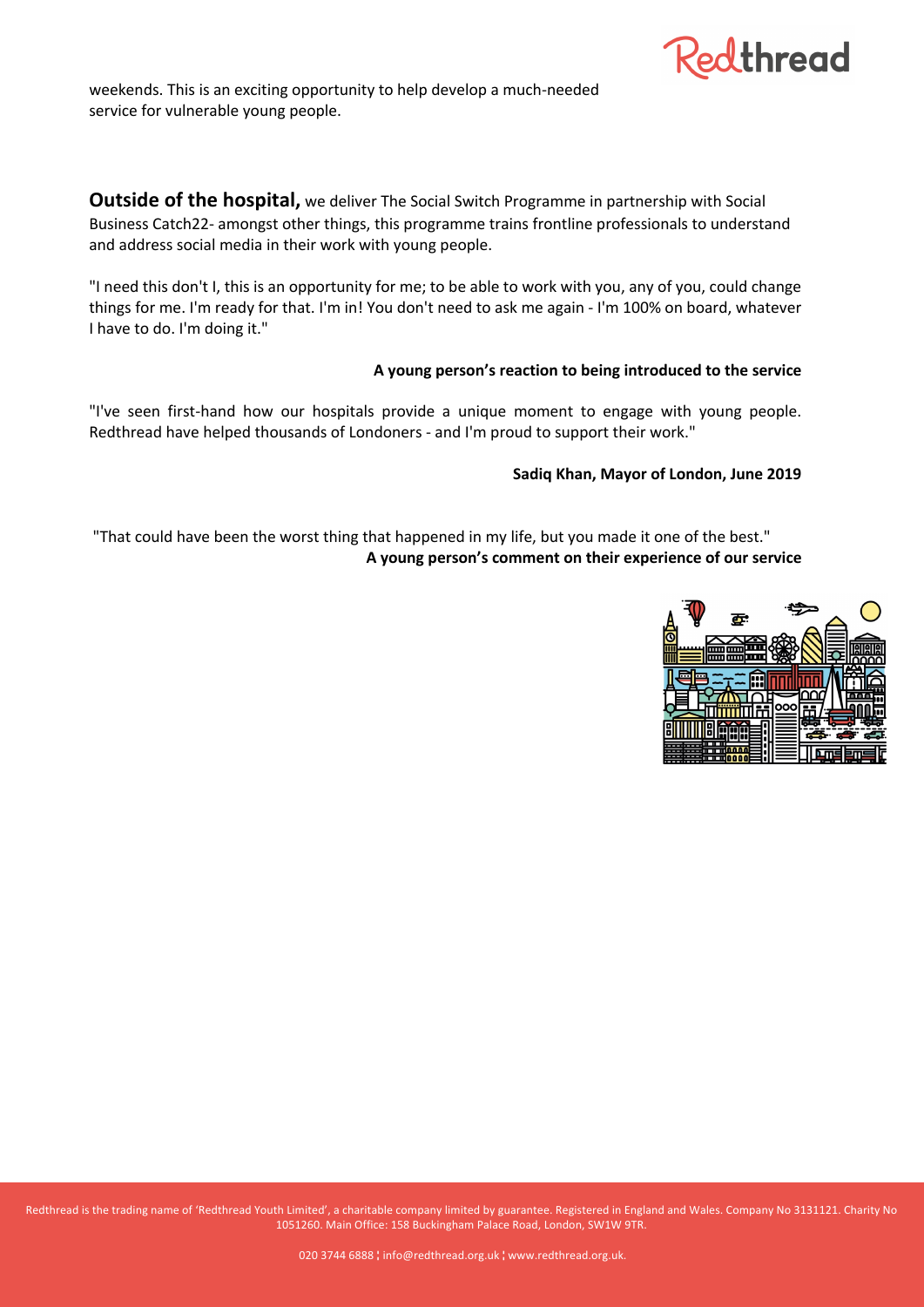weekends. This is an exciting opportunity to help develop a much-needed service for vulnerable young people.

**Outside of the hospital,** we deliver The Social Switch Programme in partnership with Social Business Catch22- amongst other things, this programme trains frontline professionals to understand and address social media in their work with young people.

"I need this don't I, this is an opportunity for me; to be able to work with you, any of you, could change things for me. I'm ready for that. I'm in! You don't need to ask me again - I'm 100% on board, whatever I have to do. I'm doing it."

**A young person's reaction to being introduced to the service**

"I've seen first-hand how our hospitals provide a unique moment to engage with young people. Redthread have helped thousands of Londoners - and I'm proud to support their work."

**Sadiq Khan, Mayor of London, June 2019**

"That could have been the worst thing that happened in my life, but you made it one of the best."
**A young person's comment on their experience of our service**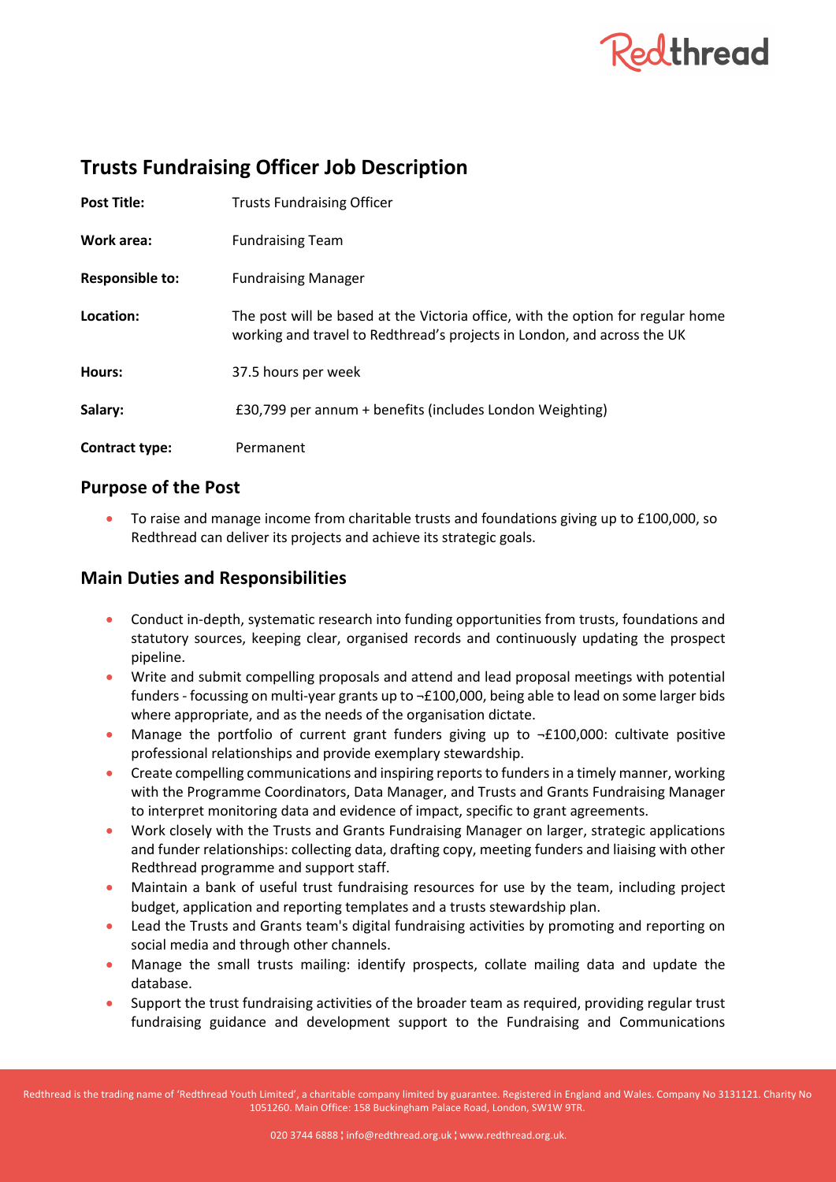# Trusts Fundraising Officer Job Description

| | |
|---|---|
| **Post Title:** | Trusts Fundraising Officer |
| **Work area:** | Fundraising Team |
| **Responsible to:** | Fundraising Manager |
| **Location:** | The post will be based at the Victoria office, with the option for regular home working and travel to Redthread's projects in London, and across the UK |
| **Hours:** | 37.5 hours per week |
| **Salary:** | £30,799 per annum + benefits (includes London Weighting) |
| **Contract type:** | Permanent |

## Purpose of the Post

- To raise and manage income from charitable trusts and foundations giving up to £100,000, so Redthread can deliver its projects and achieve its strategic goals.

## Main Duties and Responsibilities

- Conduct in-depth, systematic research into funding opportunities from trusts, foundations and statutory sources, keeping clear, organised records and continuously updating the prospect pipeline.
- Write and submit compelling proposals and attend and lead proposal meetings with potential funders - focussing on multi-year grants up to ¬£100,000, being able to lead on some larger bids where appropriate, and as the needs of the organisation dictate.
- Manage the portfolio of current grant funders giving up to ¬£100,000: cultivate positive professional relationships and provide exemplary stewardship.
- Create compelling communications and inspiring reports to funders in a timely manner, working with the Programme Coordinators, Data Manager, and Trusts and Grants Fundraising Manager to interpret monitoring data and evidence of impact, specific to grant agreements.
- Work closely with the Trusts and Grants Fundraising Manager on larger, strategic applications and funder relationships: collecting data, drafting copy, meeting funders and liaising with other Redthread programme and support staff.
- Maintain a bank of useful trust fundraising resources for use by the team, including project budget, application and reporting templates and a trusts stewardship plan.
- Lead the Trusts and Grants team's digital fundraising activities by promoting and reporting on social media and through other channels.
- Manage the small trusts mailing: identify prospects, collate mailing data and update the database.
- Support the trust fundraising activities of the broader team as required, providing regular trust fundraising guidance and development support to the Fundraising and Communications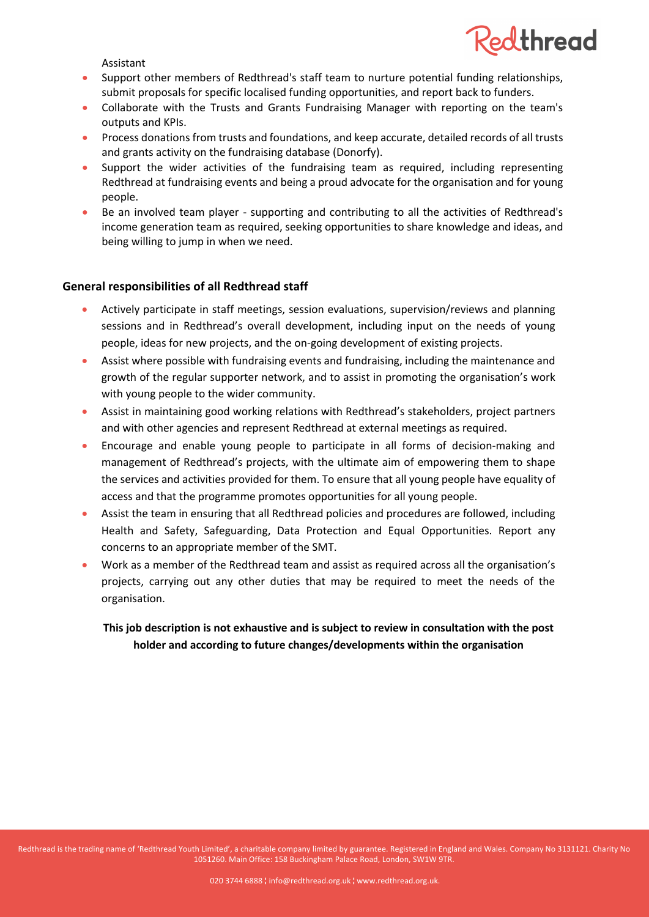Assistant

- Support other members of Redthread's staff team to nurture potential funding relationships, submit proposals for specific localised funding opportunities, and report back to funders.
- Collaborate with the Trusts and Grants Fundraising Manager with reporting on the team's outputs and KPIs.
- Process donations from trusts and foundations, and keep accurate, detailed records of all trusts and grants activity on the fundraising database (Donorfy).
- Support the wider activities of the fundraising team as required, including representing Redthread at fundraising events and being a proud advocate for the organisation and for young people.
- Be an involved team player - supporting and contributing to all the activities of Redthread's income generation team as required, seeking opportunities to share knowledge and ideas, and being willing to jump in when we need.

### General responsibilities of all Redthread staff

- Actively participate in staff meetings, session evaluations, supervision/reviews and planning sessions and in Redthread's overall development, including input on the needs of young people, ideas for new projects, and the on-going development of existing projects.
- Assist where possible with fundraising events and fundraising, including the maintenance and growth of the regular supporter network, and to assist in promoting the organisation's work with young people to the wider community.
- Assist in maintaining good working relations with Redthread's stakeholders, project partners and with other agencies and represent Redthread at external meetings as required.
- Encourage and enable young people to participate in all forms of decision-making and management of Redthread's projects, with the ultimate aim of empowering them to shape the services and activities provided for them. To ensure that all young people have equality of access and that the programme promotes opportunities for all young people.
- Assist the team in ensuring that all Redthread policies and procedures are followed, including Health and Safety, Safeguarding, Data Protection and Equal Opportunities. Report any concerns to an appropriate member of the SMT.
- Work as a member of the Redthread team and assist as required across all the organisation's projects, carrying out any other duties that may be required to meet the needs of the organisation.

**This job description is not exhaustive and is subject to review in consultation with the post holder and according to future changes/developments within the organisation**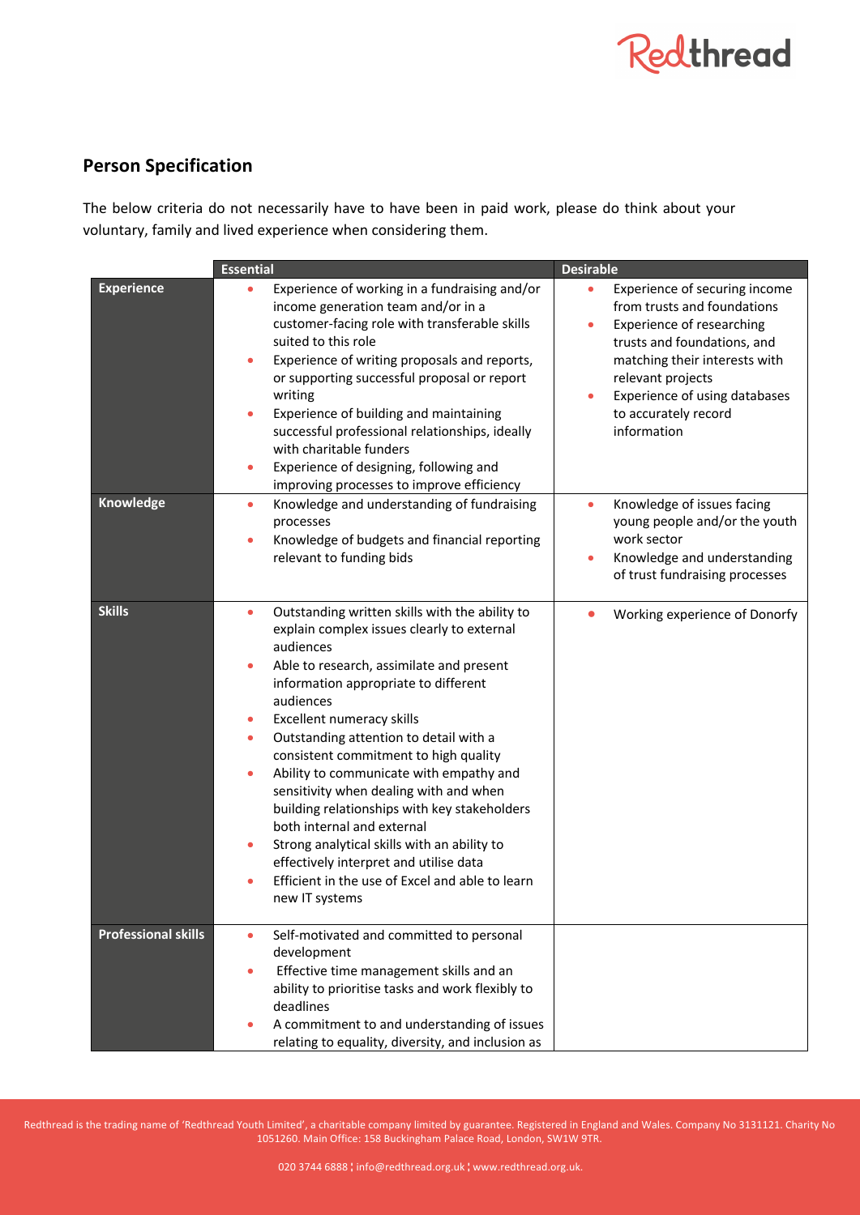## Person Specification

The below criteria do not necessarily have to have been in paid work, please do think about your voluntary, family and lived experience when considering them.

| | Essential | Desirable |
|---|---|---|
| **Experience** | • Experience of working in a fundraising and/or income generation team and/or in a customer-facing role with transferable skills suited to this role<br>• Experience of writing proposals and reports, or supporting successful proposal or report writing<br>• Experience of building and maintaining successful professional relationships, ideally with charitable funders<br>• Experience of designing, following and improving processes to improve efficiency | • Experience of securing income from trusts and foundations<br>• Experience of researching trusts and foundations, and matching their interests with relevant projects<br>• Experience of using databases to accurately record information |
| **Knowledge** | • Knowledge and understanding of fundraising processes<br>• Knowledge of budgets and financial reporting relevant to funding bids | • Knowledge of issues facing young people and/or the youth work sector<br>• Knowledge and understanding of trust fundraising processes |
| **Skills** | • Outstanding written skills with the ability to explain complex issues clearly to external audiences<br>• Able to research, assimilate and present information appropriate to different audiences<br>• Excellent numeracy skills<br>• Outstanding attention to detail with a consistent commitment to high quality<br>• Ability to communicate with empathy and sensitivity when dealing with and when building relationships with key stakeholders both internal and external<br>• Strong analytical skills with an ability to effectively interpret and utilise data<br>• Efficient in the use of Excel and able to learn new IT systems | • Working experience of Donorfy |
| **Professional skills** | • Self-motivated and committed to personal development<br>• Effective time management skills and an ability to prioritise tasks and work flexibly to deadlines<br>• A commitment to and understanding of issues relating to equality, diversity, and inclusion as | |

Redthread is the trading name of 'Redthread Youth Limited', a charitable company limited by guarantee. Registered in England and Wales. Company No 3131121. Charity No 1051260. Main Office: 158 Buckingham Palace Road, London, SW1W 9TR.

020 3744 6888 ¦ info@redthread.org.uk ¦ www.redthread.org.uk.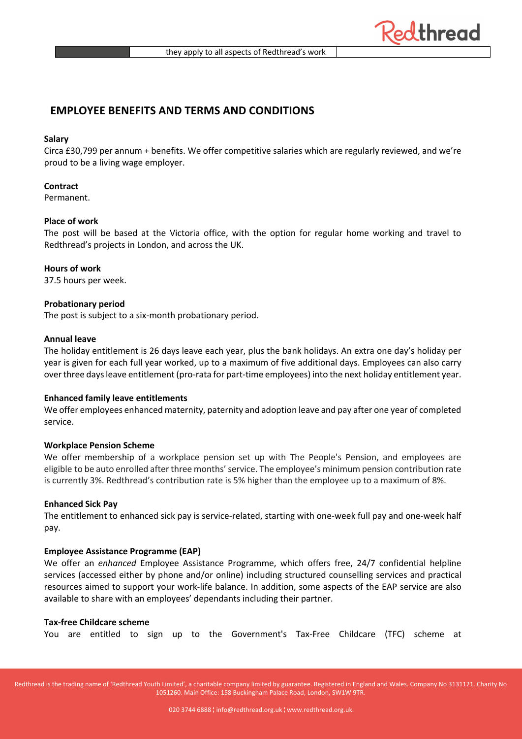| | they apply to all aspects of Redthread's work | |
|---|---|---|

## EMPLOYEE BENEFITS AND TERMS AND CONDITIONS

**Salary**
Circa £30,799 per annum + benefits. We offer competitive salaries which are regularly reviewed, and we're proud to be a living wage employer.

**Contract**
Permanent.

**Place of work**
The post will be based at the Victoria office, with the option for regular home working and travel to Redthread's projects in London, and across the UK.

**Hours of work**
37.5 hours per week.

**Probationary period**
The post is subject to a six-month probationary period.

**Annual leave**
The holiday entitlement is 26 days leave each year, plus the bank holidays. An extra one day's holiday per year is given for each full year worked, up to a maximum of five additional days. Employees can also carry over three days leave entitlement (pro-rata for part-time employees) into the next holiday entitlement year.

**Enhanced family leave entitlements**
We offer employees enhanced maternity, paternity and adoption leave and pay after one year of completed service.

**Workplace Pension Scheme**
We offer membership of a workplace pension set up with The People's Pension, and employees are eligible to be auto enrolled after three months' service. The employee's minimum pension contribution rate is currently 3%. Redthread's contribution rate is 5% higher than the employee up to a maximum of 8%.

**Enhanced Sick Pay**
The entitlement to enhanced sick pay is service-related, starting with one-week full pay and one-week half pay.

**Employee Assistance Programme (EAP)**
We offer an *enhanced* Employee Assistance Programme, which offers free, 24/7 confidential helpline services (accessed either by phone and/or online) including structured counselling services and practical resources aimed to support your work-life balance. In addition, some aspects of the EAP service are also available to share with an employees' dependants including their partner.

**Tax-free Childcare scheme**
You are entitled to sign up to the Government's Tax-Free Childcare (TFC) scheme at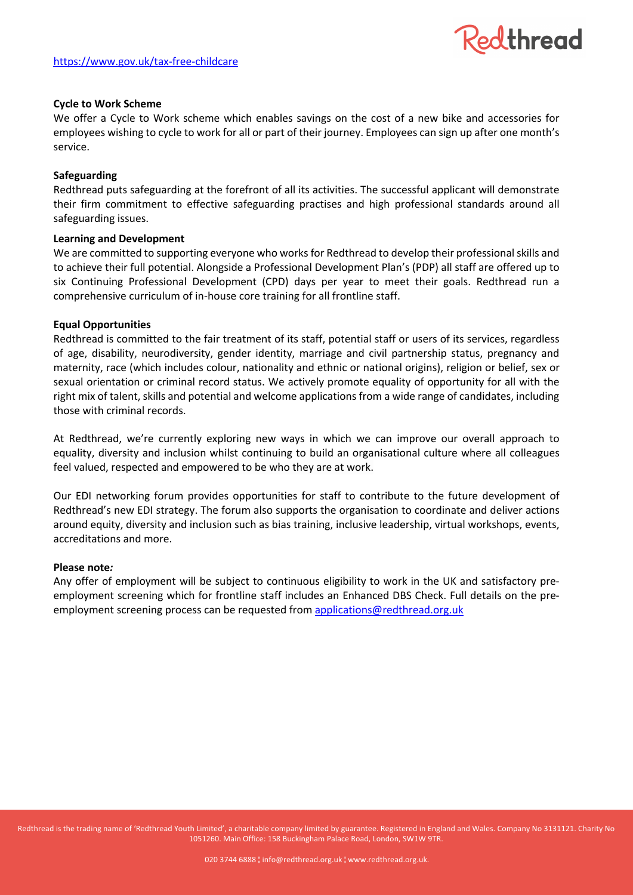https://www.gov.uk/tax-free-childcare

**Cycle to Work Scheme**

We offer a Cycle to Work scheme which enables savings on the cost of a new bike and accessories for employees wishing to cycle to work for all or part of their journey. Employees can sign up after one month's service.

**Safeguarding**

Redthread puts safeguarding at the forefront of all its activities. The successful applicant will demonstrate their firm commitment to effective safeguarding practises and high professional standards around all safeguarding issues.

**Learning and Development**

We are committed to supporting everyone who works for Redthread to develop their professional skills and to achieve their full potential. Alongside a Professional Development Plan's (PDP) all staff are offered up to six Continuing Professional Development (CPD) days per year to meet their goals. Redthread run a comprehensive curriculum of in-house core training for all frontline staff.

**Equal Opportunities**

Redthread is committed to the fair treatment of its staff, potential staff or users of its services, regardless of age, disability, neurodiversity, gender identity, marriage and civil partnership status, pregnancy and maternity, race (which includes colour, nationality and ethnic or national origins), religion or belief, sex or sexual orientation or criminal record status. We actively promote equality of opportunity for all with the right mix of talent, skills and potential and welcome applications from a wide range of candidates, including those with criminal records.

At Redthread, we're currently exploring new ways in which we can improve our overall approach to equality, diversity and inclusion whilst continuing to build an organisational culture where all colleagues feel valued, respected and empowered to be who they are at work.

Our EDI networking forum provides opportunities for staff to contribute to the future development of Redthread's new EDI strategy. The forum also supports the organisation to coordinate and deliver actions around equity, diversity and inclusion such as bias training, inclusive leadership, virtual workshops, events, accreditations and more.

**Please note*:***

Any offer of employment will be subject to continuous eligibility to work in the UK and satisfactory pre-employment screening which for frontline staff includes an Enhanced DBS Check. Full details on the pre-employment screening process can be requested from applications@redthread.org.uk